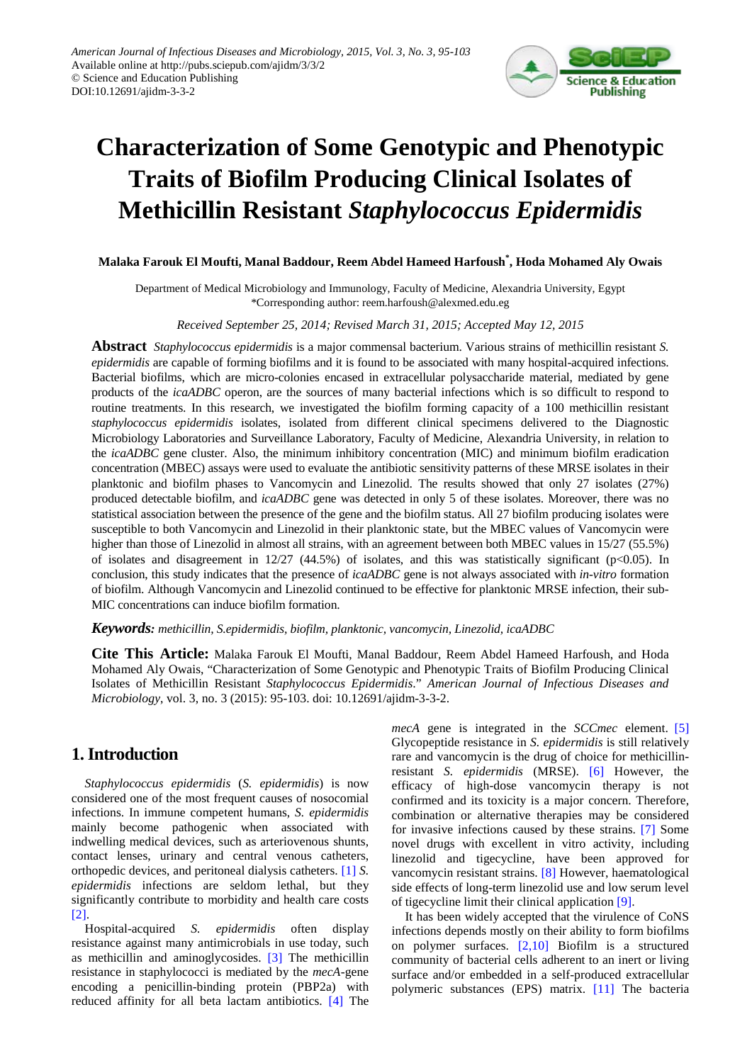# Characterization of Some Genotypic and Phenotypic Traits of Biofilm Producing Clinical Isolates of Methicillin Resistant *Staphylococcus Epidermidis*

**Malaka Farouk El Moufti, Manal Baddour, Reem Abdel Hameed Harfoush*, Hoda Mohamed Aly Owais**

Department of Medical Microbiology and Immunology, Faculty of Medicine, Alexandria University, Egypt
*Corresponding author: reem.harfoush@alexmed.edu.eg

*Received September 25, 2014; Revised March 31, 2015; Accepted May 12, 2015*

**Abstract** *Staphylococcus epidermidis* is a major commensal bacterium. Various strains of methicillin resistant *S. epidermidis* are capable of forming biofilms and it is found to be associated with many hospital-acquired infections. Bacterial biofilms, which are micro-colonies encased in extracellular polysaccharide material, mediated by gene products of the *icaADBC* operon, are the sources of many bacterial infections which is so difficult to respond to routine treatments. In this research, we investigated the biofilm forming capacity of a 100 methicillin resistant *staphylococcus epidermidis* isolates, isolated from different clinical specimens delivered to the Diagnostic Microbiology Laboratories and Surveillance Laboratory, Faculty of Medicine, Alexandria University, in relation to the *icaADBC* gene cluster. Also, the minimum inhibitory concentration (MIC) and minimum biofilm eradication concentration (MBEC) assays were used to evaluate the antibiotic sensitivity patterns of these MRSE isolates in their planktonic and biofilm phases to Vancomycin and Linezolid. The results showed that only 27 isolates (27%) produced detectable biofilm, and *icaADBC* gene was detected in only 5 of these isolates. Moreover, there was no statistical association between the presence of the gene and the biofilm status. All 27 biofilm producing isolates were susceptible to both Vancomycin and Linezolid in their planktonic state, but the MBEC values of Vancomycin were higher than those of Linezolid in almost all strains, with an agreement between both MBEC values in 15/27 (55.5%) of isolates and disagreement in 12/27 (44.5%) of isolates, and this was statistically significant ($p<0.05$). In conclusion, this study indicates that the presence of *icaADBC* gene is not always associated with *in-vitro* formation of biofilm. Although Vancomycin and Linezolid continued to be effective for planktonic MRSE infection, their sub-MIC concentrations can induce biofilm formation.

***Keywords:*** *methicillin, S.epidermidis, biofilm, planktonic, vancomycin, Linezolid, icaADBC*

**Cite This Article:** Malaka Farouk El Moufti, Manal Baddour, Reem Abdel Hameed Harfoush, and Hoda Mohamed Aly Owais, "Characterization of Some Genotypic and Phenotypic Traits of Biofilm Producing Clinical Isolates of Methicillin Resistant *Staphylococcus Epidermidis*." *American Journal of Infectious Diseases and Microbiology*, vol. 3, no. 3 (2015): 95-103. doi: 10.12691/ajidm-3-3-2.

## 1. Introduction

*Staphylococcus epidermidis* (*S. epidermidis*) is now considered one of the most frequent causes of nosocomial infections. In immune competent humans, *S. epidermidis* mainly become pathogenic when associated with indwelling medical devices, such as arteriovenous shunts, contact lenses, urinary and central venous catheters, orthopedic devices, and peritoneal dialysis catheters. [1] *S. epidermidis* infections are seldom lethal, but they significantly contribute to morbidity and health care costs [2].

Hospital-acquired *S. epidermidis* often display resistance against many antimicrobials in use today, such as methicillin and aminoglycosides. [3] The methicillin resistance in staphylococci is mediated by the *mecA*-gene encoding a penicillin-binding protein (PBP2a) with reduced affinity for all beta lactam antibiotics. [4] The *mecA* gene is integrated in the *SCCmec* element. [5] Glycopeptide resistance in *S. epidermidis* is still relatively rare and vancomycin is the drug of choice for methicillin-resistant *S. epidermidis* (MRSE). [6] However, the efficacy of high-dose vancomycin therapy is not confirmed and its toxicity is a major concern. Therefore, combination or alternative therapies may be considered for invasive infections caused by these strains. [7] Some novel drugs with excellent in vitro activity, including linezolid and tigecycline, have been approved for vancomycin resistant strains. [8] However, haematological side effects of long-term linezolid use and low serum level of tigecycline limit their clinical application [9].

It has been widely accepted that the virulence of CoNS infections depends mostly on their ability to form biofilms on polymer surfaces. [2,10] Biofilm is a structured community of bacterial cells adherent to an inert or living surface and/or embedded in a self-produced extracellular polymeric substances (EPS) matrix. [11] The bacteria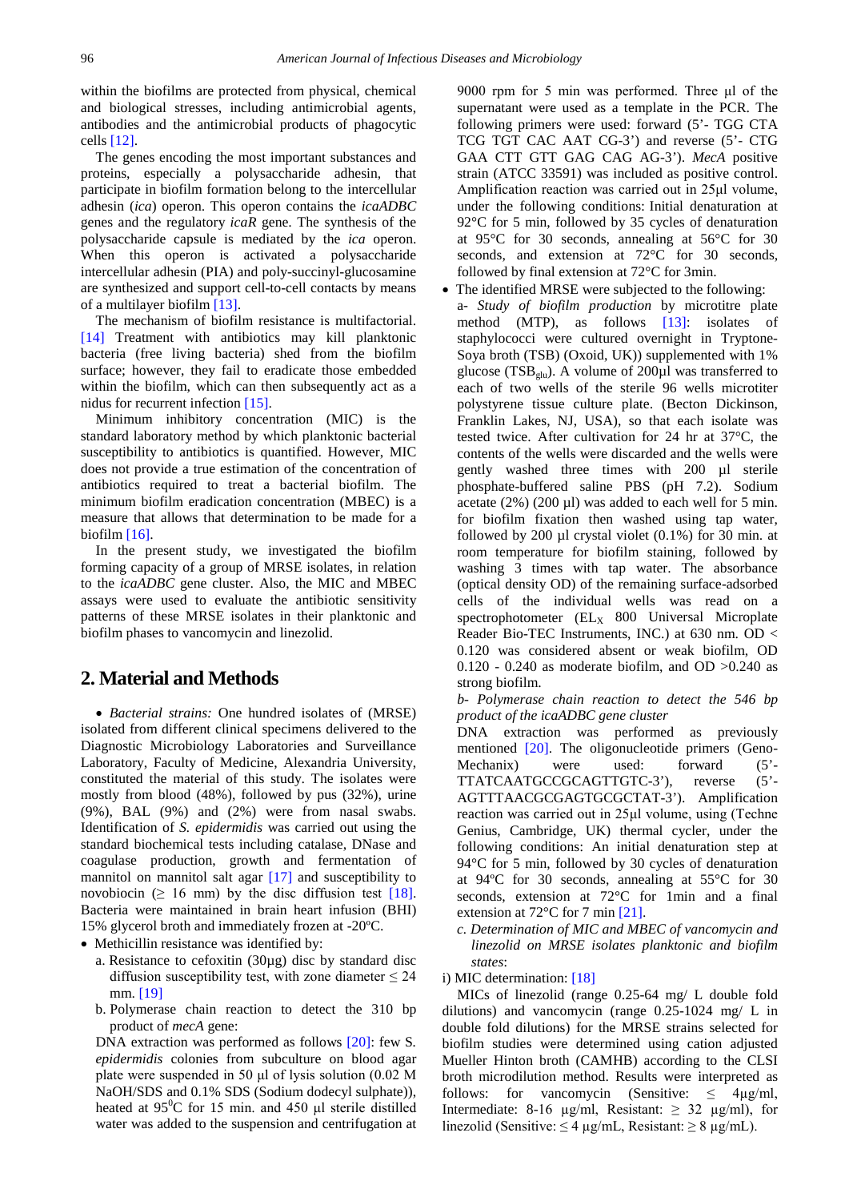within the biofilms are protected from physical, chemical and biological stresses, including antimicrobial agents, antibodies and the antimicrobial products of phagocytic cells [12].

The genes encoding the most important substances and proteins, especially a polysaccharide adhesin, that participate in biofilm formation belong to the intercellular adhesin (*ica*) operon. This operon contains the *icaADBC* genes and the regulatory *icaR* gene. The synthesis of the polysaccharide capsule is mediated by the *ica* operon. When this operon is activated a polysaccharide intercellular adhesin (PIA) and poly-succinyl-glucosamine are synthesized and support cell-to-cell contacts by means of a multilayer biofilm [13].

The mechanism of biofilm resistance is multifactorial. [14] Treatment with antibiotics may kill planktonic bacteria (free living bacteria) shed from the biofilm surface; however, they fail to eradicate those embedded within the biofilm, which can then subsequently act as a nidus for recurrent infection [15].

Minimum inhibitory concentration (MIC) is the standard laboratory method by which planktonic bacterial susceptibility to antibiotics is quantified. However, MIC does not provide a true estimation of the concentration of antibiotics required to treat a bacterial biofilm. The minimum biofilm eradication concentration (MBEC) is a measure that allows that determination to be made for a biofilm [16].

In the present study, we investigated the biofilm forming capacity of a group of MRSE isolates, in relation to the *icaADBC* gene cluster. Also, the MIC and MBEC assays were used to evaluate the antibiotic sensitivity patterns of these MRSE isolates in their planktonic and biofilm phases to vancomycin and linezolid.

## 2. Material and Methods

- *Bacterial strains:* One hundred isolates of (MRSE) isolated from different clinical specimens delivered to the Diagnostic Microbiology Laboratories and Surveillance Laboratory, Faculty of Medicine, Alexandria University, constituted the material of this study. The isolates were mostly from blood (48%), followed by pus (32%), urine (9%), BAL (9%) and (2%) were from nasal swabs. Identification of *S. epidermidis* was carried out using the standard biochemical tests including catalase, DNase and coagulase production, growth and fermentation of mannitol on mannitol salt agar [17] and susceptibility to novobiocin (≥ 16 mm) by the disc diffusion test [18]. Bacteria were maintained in brain heart infusion (BHI) 15% glycerol broth and immediately frozen at -20°C.
- Methicillin resistance was identified by:
  a. Resistance to cefoxitin (30µg) disc by standard disc diffusion susceptibility test, with zone diameter ≤ 24 mm. [19]
  b. Polymerase chain reaction to detect the 310 bp product of *mecA* gene:

  DNA extraction was performed as follows [20]: few S. *epidermidis* colonies from subculture on blood agar plate were suspended in 50 µl of lysis solution (0.02 M NaOH/SDS and 0.1% SDS (Sodium dodecyl sulphate)), heated at 95°C for 15 min. and 450 µl sterile distilled water was added to the suspension and centrifugation at 9000 rpm for 5 min was performed. Three µl of the supernatant were used as a template in the PCR. The following primers were used: forward (5'- TGG CTA TCG TGT CAC AAT CG-3') and reverse (5'- CTG GAA CTT GTT GAG CAG AG-3'). *MecA* positive strain (ATCC 33591) was included as positive control. Amplification reaction was carried out in 25µl volume, under the following conditions: Initial denaturation at 92°C for 5 min, followed by 35 cycles of denaturation at 95°C for 30 seconds, annealing at 56°C for 30 seconds, and extension at 72°C for 30 seconds, followed by final extension at 72°C for 3min.
- The identified MRSE were subjected to the following:

  a- *Study of biofilm production* by microtitre plate method (MTP), as follows [13]: isolates of staphylococci were cultured overnight in Tryptone-Soya broth (TSB) (Oxoid, UK)) supplemented with 1% glucose ($TSB_{glu}$). A volume of 200µl was transferred to each of two wells of the sterile 96 wells microtiter polystyrene tissue culture plate. (Becton Dickinson, Franklin Lakes, NJ, USA), so that each isolate was tested twice. After cultivation for 24 hr at 37°C, the contents of the wells were discarded and the wells were gently washed three times with 200 µl sterile phosphate-buffered saline PBS (pH 7.2). Sodium acetate (2%) (200 µl) was added to each well for 5 min. for biofilm fixation then washed using tap water, followed by 200 µl crystal violet (0.1%) for 30 min. at room temperature for biofilm staining, followed by washing 3 times with tap water. The absorbance (optical density OD) of the remaining surface-adsorbed cells of the individual wells was read on a spectrophotometer ($EL_X$ 800 Universal Microplate Reader Bio-TEC Instruments, INC.) at 630 nm. OD < 0.120 was considered absent or weak biofilm, OD 0.120 - 0.240 as moderate biofilm, and OD >0.240 as strong biofilm.

  b- *Polymerase chain reaction to detect the 546 bp product of the icaADBC gene cluster*

  DNA extraction was performed as previously mentioned [20]. The oligonucleotide primers (Geno-Mechanix) were used: forward (5'-TTATCAATGCCGCAGTTGTC-3'), reverse (5'-AGTTTAACGCGAGTGCGCTAT-3'). Amplification reaction was carried out in 25µl volume, using (Techne Genius, Cambridge, UK) thermal cycler, under the following conditions: An initial denaturation step at 94°C for 5 min, followed by 30 cycles of denaturation at 94°C for 30 seconds, annealing at 55°C for 30 seconds, extension at 72°C for 1min and a final extension at 72°C for 7 min [21].

  c. *Determination of MIC and MBEC of vancomycin and linezolid on MRSE isolates planktonic and biofilm states*:

i) MIC determination: [18]

MICs of linezolid (range 0.25-64 mg/ L double fold dilutions) and vancomycin (range 0.25-1024 mg/ L in double fold dilutions) for the MRSE strains selected for biofilm studies were determined using cation adjusted Mueller Hinton broth (CAMHB) according to the CLSI broth microdilution method. Results were interpreted as follows: for vancomycin (Sensitive: ≤ 4µg/ml, Intermediate: 8-16 µg/ml, Resistant: ≥ 32 µg/ml), for linezolid (Sensitive: ≤ 4 µg/mL, Resistant: ≥ 8 µg/mL).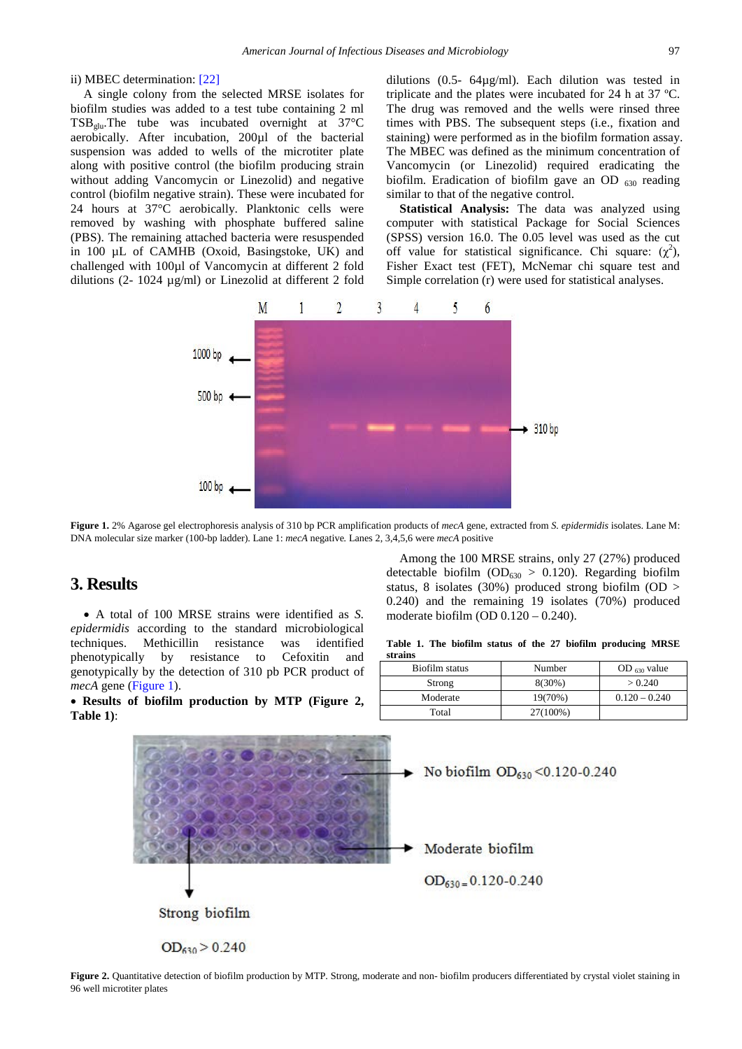ii) MBEC determination: [22]

A single colony from the selected MRSE isolates for biofilm studies was added to a test tube containing 2 ml $TSB_{glu}$.The tube was incubated overnight at 37°C aerobically. After incubation, 200µl of the bacterial suspension was added to wells of the microtiter plate along with positive control (the biofilm producing strain without adding Vancomycin or Linezolid) and negative control (biofilm negative strain). These were incubated for 24 hours at 37°C aerobically. Planktonic cells were removed by washing with phosphate buffered saline (PBS). The remaining attached bacteria were resuspended in 100 µL of CAMHB (Oxoid, Basingstoke, UK) and challenged with 100µl of Vancomycin at different 2 fold dilutions (2- 1024 µg/ml) or Linezolid at different 2 fold dilutions (0.5- 64µg/ml). Each dilution was tested in triplicate and the plates were incubated for 24 h at 37 ºC. The drug was removed and the wells were rinsed three times with PBS. The subsequent steps (i.e., fixation and staining) were performed as in the biofilm formation assay. The MBEC was defined as the minimum concentration of Vancomycin (or Linezolid) required eradicating the biofilm. Eradication of biofilm gave an $OD_{630}$ reading similar to that of the negative control.

**Statistical Analysis:** The data was analyzed using computer with statistical Package for Social Sciences (SPSS) version 16.0. The 0.05 level was used as the cut off value for statistical significance. Chi square: ($\chi^2$), Fisher Exact test (FET), McNemar chi square test and Simple correlation (r) were used for statistical analyses.

**Figure 1.** 2% Agarose gel electrophoresis analysis of 310 bp PCR amplification products of *mecA* gene, extracted from *S. epidermidis* isolates. Lane M: DNA molecular size marker (100-bp ladder). Lane 1: *mecA* negative. Lanes 2, 3,4,5,6 were *mecA* positive

## 3. Results

- A total of 100 MRSE strains were identified as *S. epidermidis* according to the standard microbiological techniques. Methicillin resistance was identified phenotypically by resistance to Cefoxitin and genotypically by the detection of 310 pb PCR product of *mecA* gene (Figure 1).
- **Results of biofilm production by MTP (Figure 2, Table 1)**:

Among the 100 MRSE strains, only 27 (27%) produced detectable biofilm ($OD_{630}$ > 0.120). Regarding biofilm status, 8 isolates (30%) produced strong biofilm (OD > 0.240) and the remaining 19 isolates (70%) produced moderate biofilm (OD 0.120 – 0.240).

**Table 1. The biofilm status of the 27 biofilm producing MRSE strains**

| Biofilm status | Number | $OD_{630}$ value |
|---|---|---|
| Strong | 8(30%) | > 0.240 |
| Moderate | 19(70%) | 0.120 – 0.240 |
| Total | 27(100%) | |

**Figure 2.** Quantitative detection of biofilm production by MTP. Strong, moderate and non- biofilm producers differentiated by crystal violet staining in 96 well microtiter plates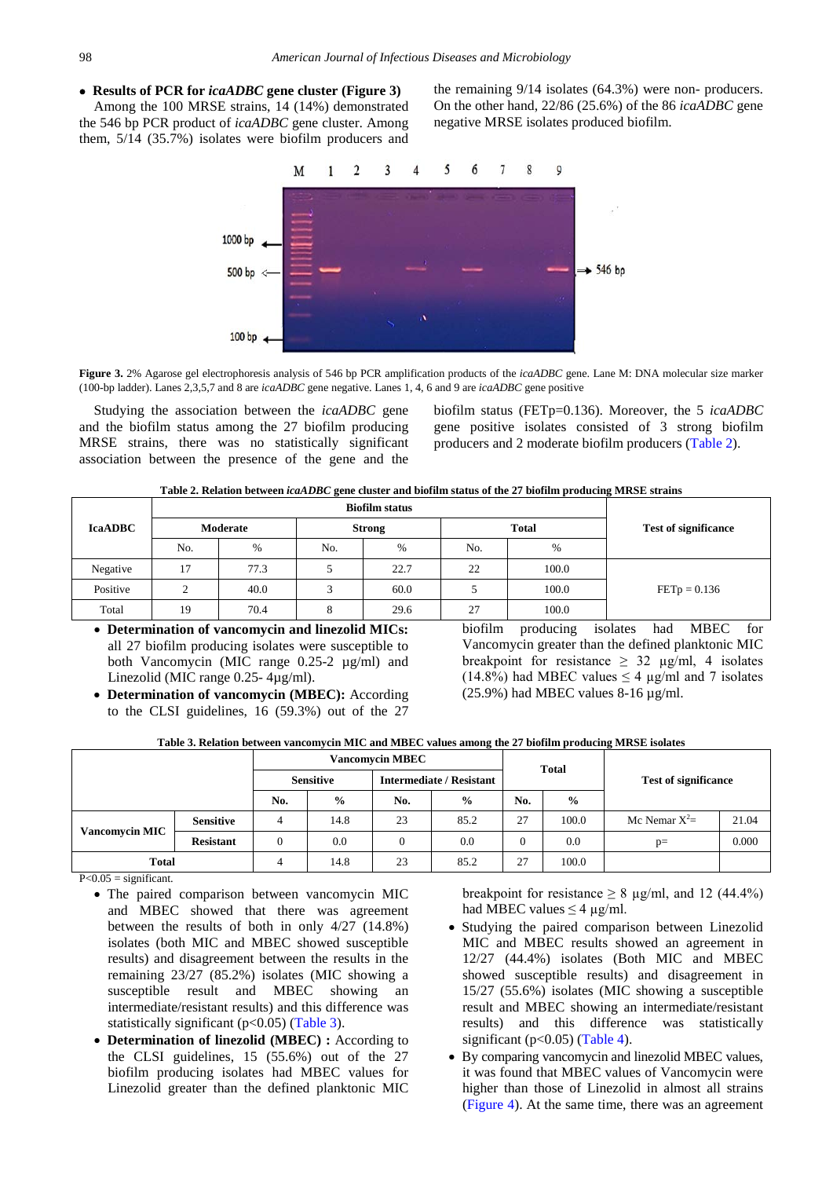- **Results of PCR for *icaADBC* gene cluster (Figure 3)**

Among the 100 MRSE strains, 14 (14%) demonstrated the 546 bp PCR product of *icaADBC* gene cluster. Among them, 5/14 (35.7%) isolates were biofilm producers and the remaining 9/14 isolates (64.3%) were non- producers. On the other hand, 22/86 (25.6%) of the 86 *icaADBC* gene negative MRSE isolates produced biofilm.

**Figure 3.** 2% Agarose gel electrophoresis analysis of 546 bp PCR amplification products of the *icaADBC* gene. Lane M: DNA molecular size marker (100-bp ladder). Lanes 2,3,5,7 and 8 are *icaADBC* gene negative. Lanes 1, 4, 6 and 9 are *icaADBC* gene positive

Studying the association between the *icaADBC* gene and the biofilm status among the 27 biofilm producing MRSE strains, there was no statistically significant association between the presence of the gene and the biofilm status (FETp=0.136). Moreover, the 5 *icaADBC* gene positive isolates consisted of 3 strong biofilm producers and 2 moderate biofilm producers (Table 2).

**Table 2. Relation between *icaADBC* gene cluster and biofilm status of the 27 biofilm producing MRSE strains**

| IcaADBC | Biofilm status | | | | | | Test of significance |
|---|---|---|---|---|---|---|---|
| | Moderate | | Strong | | Total | | |
| | No. | % | No. | % | No. | % | |
| Negative | 17 | 77.3 | 5 | 22.7 | 22 | 100.0 | FETp = 0.136 |
| Positive | 2 | 40.0 | 3 | 60.0 | 5 | 100.0 | |
| Total | 19 | 70.4 | 8 | 29.6 | 27 | 100.0 | |

- **Determination of vancomycin and linezolid MICs:** all 27 biofilm producing isolates were susceptible to both Vancomycin (MIC range 0.25-2 µg/ml) and Linezolid (MIC range 0.25- 4µg/ml).
- **Determination of vancomycin (MBEC):** According to the CLSI guidelines, 16 (59.3%) out of the 27 biofilm producing isolates had MBEC for Vancomycin greater than the defined planktonic MIC breakpoint for resistance ≥ 32 µg/ml, 4 isolates (14.8%) had MBEC values ≤ 4 µg/ml and 7 isolates (25.9%) had MBEC values 8-16 µg/ml.

**Table 3. Relation between vancomycin MIC and MBEC values among the 27 biofilm producing MRSE isolates**

| | | Vancomycin MBEC | | | | Total | | Test of significance | |
|---|---|---|---|---|---|---|---|---|---|
| | | Sensitive | | Intermediate / Resistant | | | | | |
| | | No. | % | No. | % | No. | % | | |
| Vancomycin MIC | Sensitive | 4 | 14.8 | 23 | 85.2 | 27 | 100.0 | Mc Nemar $X^2$= | 21.04 |
| | Resistant | 0 | 0.0 | 0 | 0.0 | 0 | 0.0 | p= | 0.000 |
| Total | | 4 | 14.8 | 23 | 85.2 | 27 | 100.0 | | |

P<0.05 = significant.

- The paired comparison between vancomycin MIC and MBEC showed that there was agreement between the results of both in only 4/27 (14.8%) isolates (both MIC and MBEC showed susceptible results) and disagreement between the results in the remaining 23/27 (85.2%) isolates (MIC showing a susceptible result and MBEC showing an intermediate/resistant results) and this difference was statistically significant (p<0.05) (Table 3).
- **Determination of linezolid (MBEC) :** According to the CLSI guidelines, 15 (55.6%) out of the 27 biofilm producing isolates had MBEC values for Linezolid greater than the defined planktonic MIC breakpoint for resistance ≥ 8 µg/ml, and 12 (44.4%) had MBEC values ≤ 4 µg/ml.
- Studying the paired comparison between Linezolid MIC and MBEC results showed an agreement in 12/27 (44.4%) isolates (Both MIC and MBEC showed susceptible results) and disagreement in 15/27 (55.6%) isolates (MIC showing a susceptible result and MBEC showing an intermediate/resistant results) and this difference was statistically significant (p<0.05) (Table 4).
- By comparing vancomycin and linezolid MBEC values, it was found that MBEC values of Vancomycin were higher than those of Linezolid in almost all strains (Figure 4). At the same time, there was an agreement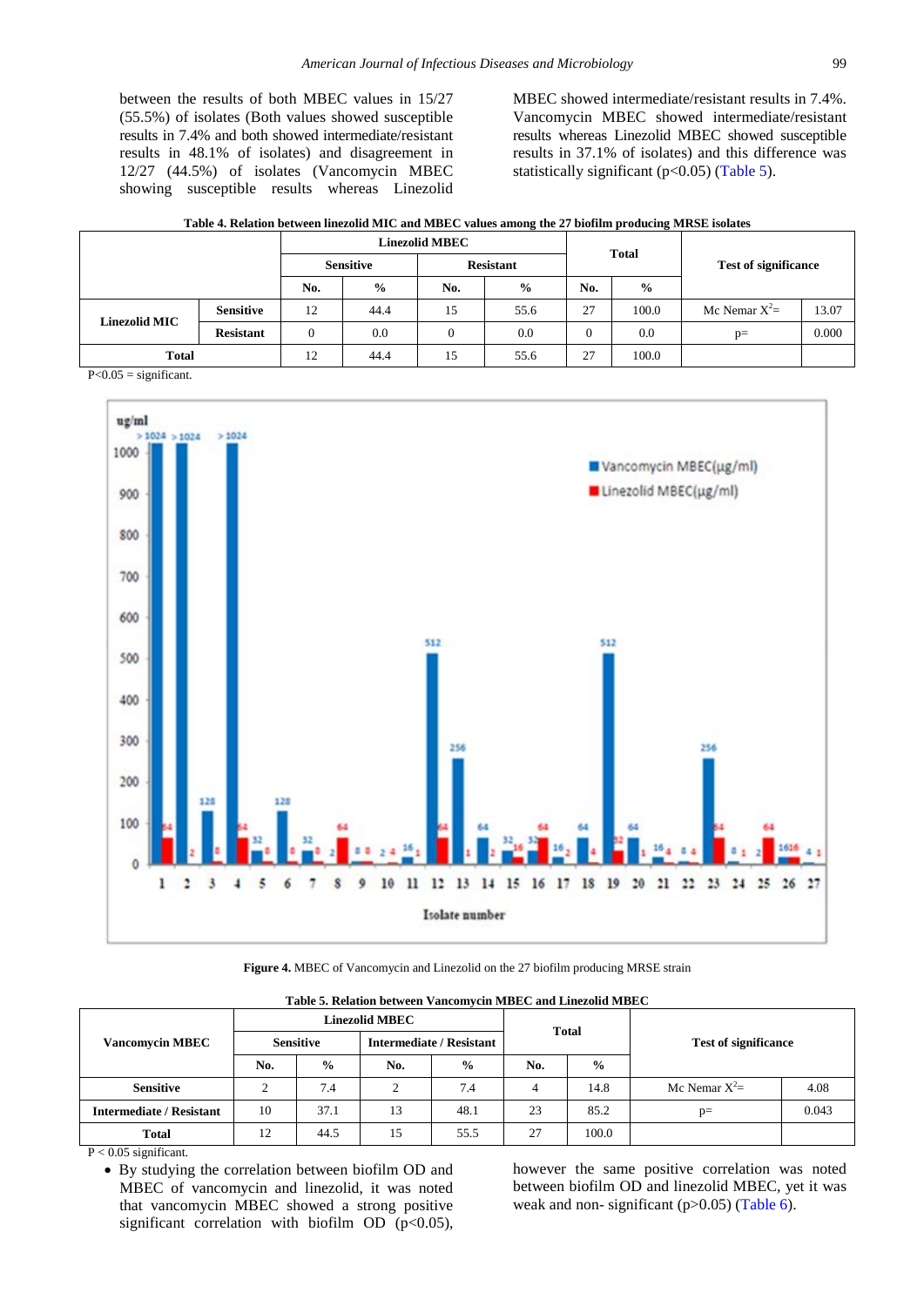between the results of both MBEC values in 15/27 (55.5%) of isolates (Both values showed susceptible results in 7.4% and both showed intermediate/resistant results in 48.1% of isolates) and disagreement in 12/27 (44.5%) of isolates (Vancomycin MBEC showing susceptible results whereas Linezolid MBEC showed intermediate/resistant results in 7.4%. Vancomycin MBEC showed intermediate/resistant results whereas Linezolid MBEC showed susceptible results in 37.1% of isolates) and this difference was statistically significant (p<0.05) (Table 5).

**Table 4. Relation between linezolid MIC and MBEC values among the 27 biofilm producing MRSE isolates**

| | | Linezolid MBEC | | | | Total | | Test of significance | |
|---|---|---|---|---|---|---|---|---|---|
| | | Sensitive | | Resistant | | | | | |
| | | No. | % | No. | % | No. | % | | |
| Linezolid MIC | Sensitive | 12 | 44.4 | 15 | 55.6 | 27 | 100.0 | Mc Nemar $X^2$= | 13.07 |
| | Resistant | 0 | 0.0 | 0 | 0.0 | 0 | 0.0 | p= | 0.000 |
| Total | | 12 | 44.4 | 15 | 55.6 | 27 | 100.0 | | |

P<0.05 = significant.

**Figure 4.** MBEC of Vancomycin and Linezolid on the 27 biofilm producing MRSE strain

**Table 5. Relation between Vancomycin MBEC and Linezolid MBEC**

| Vancomycin MBEC | Linezolid MBEC | | | | Total | | Test of significance | |
|---|---|---|---|---|---|---|---|---|
| | Sensitive | | Intermediate / Resistant | | | | | |
| | No. | % | No. | % | No. | % | | |
| Sensitive | 2 | 7.4 | 2 | 7.4 | 4 | 14.8 | Mc Nemar $X^2$= | 4.08 |
| Intermediate / Resistant | 10 | 37.1 | 13 | 48.1 | 23 | 85.2 | p= | 0.043 |
| Total | 12 | 44.5 | 15 | 55.5 | 27 | 100.0 | | |

P < 0.05 significant.

- By studying the correlation between biofilm OD and MBEC of vancomycin and linezolid, it was noted that vancomycin MBEC showed a strong positive significant correlation with biofilm OD (p<0.05), however the same positive correlation was noted between biofilm OD and linezolid MBEC, yet it was weak and non- significant (p>0.05) (Table 6).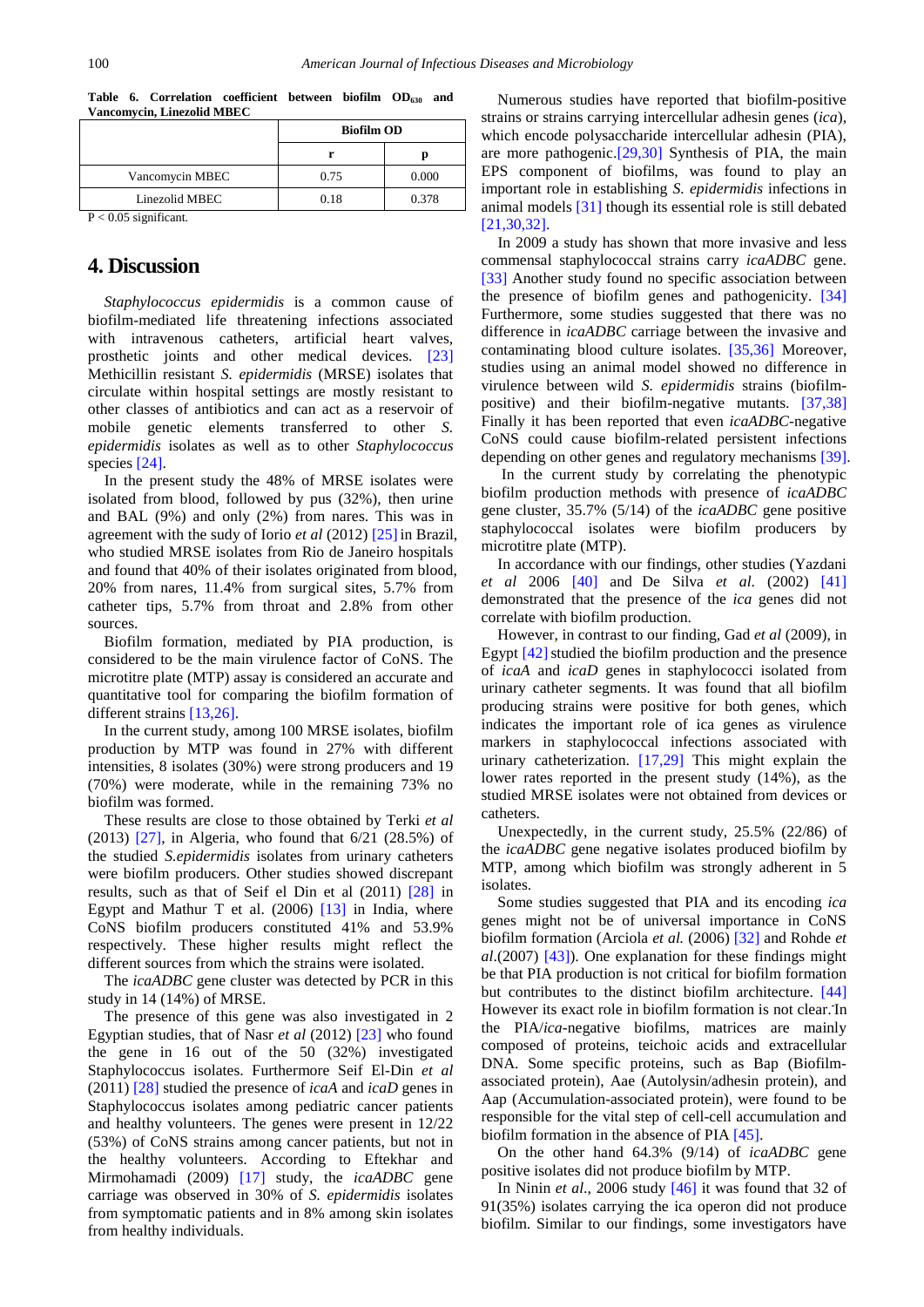**Table 6. Correlation coefficient between biofilm $OD_{630}$ and Vancomycin, Linezolid MBEC**

| | Biofilm OD | |
|---|---|---|
| | r | p |
| Vancomycin MBEC | 0.75 | 0.000 |
| Linezolid MBEC | 0.18 | 0.378 |

P < 0.05 significant.

## 4. Discussion

*Staphylococcus epidermidis* is a common cause of biofilm-mediated life threatening infections associated with intravenous catheters, artificial heart valves, prosthetic joints and other medical devices. [23] Methicillin resistant *S. epidermidis* (MRSE) isolates that circulate within hospital settings are mostly resistant to other classes of antibiotics and can act as a reservoir of mobile genetic elements transferred to other *S. epidermidis* isolates as well as to other *Staphylococcus* species [24].

In the present study the 48% of MRSE isolates were isolated from blood, followed by pus (32%), then urine and BAL (9%) and only (2%) from nares. This was in agreement with the sudy of Iorio *et al* (2012) [25] in Brazil, who studied MRSE isolates from Rio de Janeiro hospitals and found that 40% of their isolates originated from blood, 20% from nares, 11.4% from surgical sites, 5.7% from catheter tips, 5.7% from throat and 2.8% from other sources.

Biofilm formation, mediated by PIA production, is considered to be the main virulence factor of CoNS. The microtitre plate (MTP) assay is considered an accurate and quantitative tool for comparing the biofilm formation of different strains [13,26].

In the current study, among 100 MRSE isolates, biofilm production by MTP was found in 27% with different intensities, 8 isolates (30%) were strong producers and 19 (70%) were moderate, while in the remaining 73% no biofilm was formed.

These results are close to those obtained by Terki *et al* (2013) [27], in Algeria, who found that 6/21 (28.5%) of the studied *S.epidermidis* isolates from urinary catheters were biofilm producers. Other studies showed discrepant results, such as that of Seif el Din et al (2011) [28] in Egypt and Mathur T et al. (2006) [13] in India, where CoNS biofilm producers constituted 41% and 53.9% respectively. These higher results might reflect the different sources from which the strains were isolated.

The *icaADBC* gene cluster was detected by PCR in this study in 14 (14%) of MRSE.

The presence of this gene was also investigated in 2 Egyptian studies, that of Nasr *et al* (2012) [23] who found the gene in 16 out of the 50 (32%) investigated Staphylococcus isolates. Furthermore Seif El-Din *et al* (2011) [28] studied the presence of *icaA* and *icaD* genes in Staphylococcus isolates among pediatric cancer patients and healthy volunteers. The genes were present in 12/22 (53%) of CoNS strains among cancer patients, but not in the healthy volunteers. According to Eftekhar and Mirmohamadi (2009) [17] study, the *icaADBC* gene carriage was observed in 30% of *S. epidermidis* isolates from symptomatic patients and in 8% among skin isolates from healthy individuals.

Numerous studies have reported that biofilm-positive strains or strains carrying intercellular adhesin genes (*ica*), which encode polysaccharide intercellular adhesin (PIA), are more pathogenic.[29,30] Synthesis of PIA, the main EPS component of biofilms, was found to play an important role in establishing *S. epidermidis* infections in animal models [31] though its essential role is still debated [21,30,32].

In 2009 a study has shown that more invasive and less commensal staphylococcal strains carry *icaADBC* gene. [33] Another study found no specific association between the presence of biofilm genes and pathogenicity. [34] Furthermore, some studies suggested that there was no difference in *icaADBC* carriage between the invasive and contaminating blood culture isolates. [35,36] Moreover, studies using an animal model showed no difference in virulence between wild *S. epidermidis* strains (biofilm-positive) and their biofilm-negative mutants. [37,38] Finally it has been reported that even *icaADBC*-negative CoNS could cause biofilm-related persistent infections depending on other genes and regulatory mechanisms [39].

In the current study by correlating the phenotypic biofilm production methods with presence of *icaADBC* gene cluster, 35.7% (5/14) of the *icaADBC* gene positive staphylococcal isolates were biofilm producers by microtitre plate (MTP).

In accordance with our findings, other studies (Yazdani *et al* 2006 [40] and De Silva *et al*. (2002) [41] demonstrated that the presence of the *ica* genes did not correlate with biofilm production.

However, in contrast to our finding, Gad *et al* (2009), in Egypt [42] studied the biofilm production and the presence of *icaA* and *icaD* genes in staphylococci isolated from urinary catheter segments. It was found that all biofilm producing strains were positive for both genes, which indicates the important role of ica genes as virulence markers in staphylococcal infections associated with urinary catheterization. [17,29] This might explain the lower rates reported in the present study (14%), as the studied MRSE isolates were not obtained from devices or catheters.

Unexpectedly, in the current study, 25.5% (22/86) of the *icaADBC* gene negative isolates produced biofilm by MTP, among which biofilm was strongly adherent in 5 isolates.

Some studies suggested that PIA and its encoding *ica* genes might not be of universal importance in CoNS biofilm formation (Arciola *et al.* (2006) [32] and Rohde *et al*.(2007) [43]). One explanation for these findings might be that PIA production is not critical for biofilm formation but contributes to the distinct biofilm architecture. [44] However its exact role in biofilm formation is not clear. In the PIA/*ica*-negative biofilms, matrices are mainly composed of proteins, teichoic acids and extracellular DNA. Some specific proteins, such as Bap (Biofilm-associated protein), Aae (Autolysin/adhesin protein), and Aap (Accumulation-associated protein), were found to be responsible for the vital step of cell-cell accumulation and biofilm formation in the absence of PIA [45].

On the other hand 64.3% (9/14) of *icaADBC* gene positive isolates did not produce biofilm by MTP.

In Ninin *et al*., 2006 study [46] it was found that 32 of 91(35%) isolates carrying the ica operon did not produce biofilm. Similar to our findings, some investigators have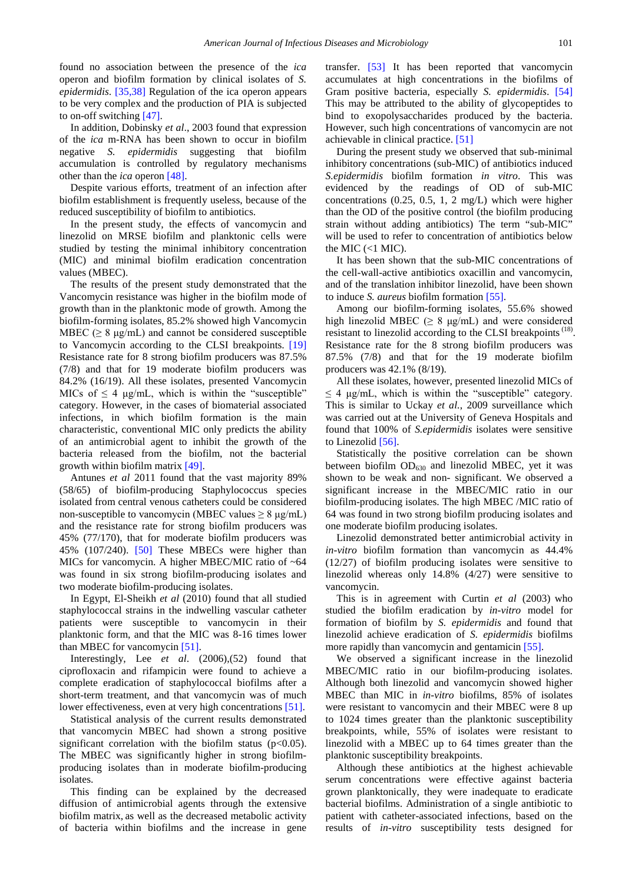found no association between the presence of the *ica* operon and biofilm formation by clinical isolates of *S. epidermidis*. [35,38] Regulation of the ica operon appears to be very complex and the production of PIA is subjected to on-off switching [47].

In addition, Dobinsky *et al*., 2003 found that expression of the *ica* m-RNA has been shown to occur in biofilm negative *S. epidermidis* suggesting that biofilm accumulation is controlled by regulatory mechanisms other than the *ica* operon [48].

Despite various efforts, treatment of an infection after biofilm establishment is frequently useless, because of the reduced susceptibility of biofilm to antibiotics.

In the present study, the effects of vancomycin and linezolid on MRSE biofilm and planktonic cells were studied by testing the minimal inhibitory concentration (MIC) and minimal biofilm eradication concentration values (MBEC).

The results of the present study demonstrated that the Vancomycin resistance was higher in the biofilm mode of growth than in the planktonic mode of growth. Among the biofilm-forming isolates, 85.2% showed high Vancomycin MBEC (≥ 8 μg/mL) and cannot be considered susceptible to Vancomycin according to the CLSI breakpoints. [19] Resistance rate for 8 strong biofilm producers was 87.5% (7/8) and that for 19 moderate biofilm producers was 84.2% (16/19). All these isolates, presented Vancomycin MICs of ≤ 4 μg/mL, which is within the "susceptible" category. However, in the cases of biomaterial associated infections, in which biofilm formation is the main characteristic, conventional MIC only predicts the ability of an antimicrobial agent to inhibit the growth of the bacteria released from the biofilm, not the bacterial growth within biofilm matrix [49].

Antunes *et al* 2011 found that the vast majority 89% (58/65) of biofilm-producing Staphylococcus species isolated from central venous catheters could be considered non-susceptible to vancomycin (MBEC values ≥ 8 μg/mL) and the resistance rate for strong biofilm producers was 45% (77/170), that for moderate biofilm producers was 45% (107/240). [50] These MBECs were higher than MICs for vancomycin. A higher MBEC/MIC ratio of ~64 was found in six strong biofilm-producing isolates and two moderate biofilm-producing isolates.

In Egypt, El-Sheikh *et al* (2010) found that all studied staphylococcal strains in the indwelling vascular catheter patients were susceptible to vancomycin in their planktonic form, and that the MIC was 8-16 times lower than MBEC for vancomycin [51].

Interestingly, Lee *et al*. (2006),(52) found that ciprofloxacin and rifampicin were found to achieve a complete eradication of staphylococcal biofilms after a short-term treatment, and that vancomycin was of much lower effectiveness, even at very high concentrations [51].

Statistical analysis of the current results demonstrated that vancomycin MBEC had shown a strong positive significant correlation with the biofilm status ($p<0.05$). The MBEC was significantly higher in strong biofilm-producing isolates than in moderate biofilm-producing isolates.

This finding can be explained by the decreased diffusion of antimicrobial agents through the extensive biofilm matrix, as well as the decreased metabolic activity of bacteria within biofilms and the increase in gene transfer. [53] It has been reported that vancomycin accumulates at high concentrations in the biofilms of Gram positive bacteria, especially *S. epidermidis*. [54] This may be attributed to the ability of glycopeptides to bind to exopolysaccharides produced by the bacteria. However, such high concentrations of vancomycin are not achievable in clinical practice. [51]

During the present study we observed that sub-minimal inhibitory concentrations (sub-MIC) of antibiotics induced *S.epidermidis* biofilm formation *in vitro*. This was evidenced by the readings of OD of sub-MIC concentrations (0.25, 0.5, 1, 2 mg/L) which were higher than the OD of the positive control (the biofilm producing strain without adding antibiotics) The term "sub-MIC" will be used to refer to concentration of antibiotics below the MIC (<1 MIC).

It has been shown that the sub-MIC concentrations of the cell-wall-active antibiotics oxacillin and vancomycin, and of the translation inhibitor linezolid, have been shown to induce *S. aureus* biofilm formation [55].

Among our biofilm-forming isolates, 55.6% showed high linezolid MBEC (≥ 8 μg/mL) and were considered resistant to linezolid according to the CLSI breakpoints (18). Resistance rate for the 8 strong biofilm producers was 87.5% (7/8) and that for the 19 moderate biofilm producers was 42.1% (8/19).

All these isolates, however, presented linezolid MICs of ≤ 4 μg/mL, which is within the "susceptible" category. This is similar to Uckay *et al.*, 2009 surveillance which was carried out at the University of Geneva Hospitals and found that 100% of *S.epidermidis* isolates were sensitive to Linezolid [56].

Statistically the positive correlation can be shown between biofilm $OD_{630}$ and linezolid MBEC, yet it was shown to be weak and non- significant. We observed a significant increase in the MBEC/MIC ratio in our biofilm-producing isolates. The high MBEC /MIC ratio of 64 was found in two strong biofilm producing isolates and one moderate biofilm producing isolates.

Linezolid demonstrated better antimicrobial activity in *in-vitro* biofilm formation than vancomycin as 44.4% (12/27) of biofilm producing isolates were sensitive to linezolid whereas only 14.8% (4/27) were sensitive to vancomycin.

This is in agreement with Curtin *et al* (2003) who studied the biofilm eradication by *in-vitro* model for formation of biofilm by *S. epidermidis* and found that linezolid achieve eradication of *S. epidermidis* biofilms more rapidly than vancomycin and gentamicin [55].

We observed a significant increase in the linezolid MBEC/MIC ratio in our biofilm-producing isolates. Although both linezolid and vancomycin showed higher MBEC than MIC in *in-vitro* biofilms, 85% of isolates were resistant to vancomycin and their MBEC were 8 up to 1024 times greater than the planktonic susceptibility breakpoints, while, 55% of isolates were resistant to linezolid with a MBEC up to 64 times greater than the planktonic susceptibility breakpoints.

Although these antibiotics at the highest achievable serum concentrations were effective against bacteria grown planktonically, they were inadequate to eradicate bacterial biofilms. Administration of a single antibiotic to patient with catheter-associated infections, based on the results of *in-vitro* susceptibility tests designed for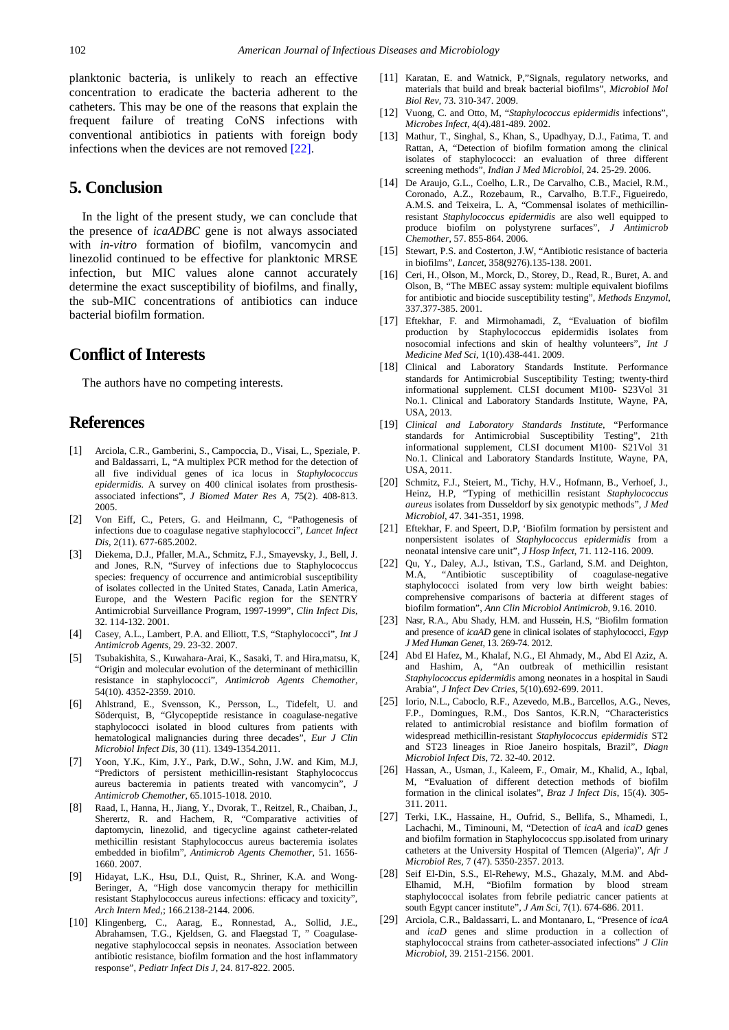planktonic bacteria, is unlikely to reach an effective concentration to eradicate the bacteria adherent to the catheters. This may be one of the reasons that explain the frequent failure of treating CoNS infections with conventional antibiotics in patients with foreign body infections when the devices are not removed [22].

## 5. Conclusion

In the light of the present study, we can conclude that the presence of *icaADBC* gene is not always associated with *in-vitro* formation of biofilm, vancomycin and linezolid continued to be effective for planktonic MRSE infection, but MIC values alone cannot accurately determine the exact susceptibility of biofilms, and finally, the sub-MIC concentrations of antibiotics can induce bacterial biofilm formation.

## Conflict of Interests

The authors have no competing interests.

## References

[1] Arciola, C.R., Gamberini, S., Campoccia, D., Visai, L., Speziale, P. and Baldassarri, L, "A multiplex PCR method for the detection of all five individual genes of ica locus in *Staphylococcus epidermidis*. A survey on 400 clinical isolates from prosthesis-associated infections", *J Biomed Mater Res A*, 75(2). 408-813. 2005.

[2] Von Eiff, C., Peters, G. and Heilmann, C, "Pathogenesis of infections due to coagulase negative staphylococci", *Lancet Infect Dis*, 2(11). 677-685.2002.

[3] Diekema, D.J., Pfaller, M.A., Schmitz, F.J., Smayevsky, J., Bell, J. and Jones, R.N, "Survey of infections due to Staphylococcus species: frequency of occurrence and antimicrobial susceptibility of isolates collected in the United States, Canada, Latin America, Europe, and the Western Pacific region for the SENTRY Antimicrobial Surveillance Program, 1997-1999", *Clin Infect Dis*, 32. 114-132. 2001.

[4] Casey, A.L., Lambert, P.A. and Elliott, T.S, "Staphylococci", *Int J Antimicrob Agents*, 29. 23-32. 2007.

[5] Tsubakishita, S., Kuwahara-Arai, K., Sasaki, T. and Hira,matsu, K, "Origin and molecular evolution of the determinant of methicillin resistance in staphylococci", *Antimicrob Agents Chemother*, 54(10). 4352-2359. 2010.

[6] Ahlstrand, E., Svensson, K., Persson, L., Tidefelt, U. and Söderquist, B, "Glycopeptide resistance in coagulase-negative staphylococci isolated in blood cultures from patients with hematological malignancies during three decades", *Eur J Clin Microbiol Infect Dis*, 30 (11). 1349-1354.2011.

[7] Yoon, Y.K., Kim, J.Y., Park, D.W., Sohn, J.W. and Kim, M.J, "Predictors of persistent methicillin-resistant Staphylococcus aureus bacteremia in patients treated with vancomycin", *J Antimicrob Chemother*, 65.1015-1018. 2010.

[8] Raad, I., Hanna, H., Jiang, Y., Dvorak, T., Reitzel, R., Chaiban, J., Sherertz, R. and Hachem, R, "Comparative activities of daptomycin, linezolid, and tigecycline against catheter-related methicillin resistant Staphylococcus aureus bacteremia isolates embedded in biofilm", *Antimicrob Agents Chemother*, 51. 1656-1660. 2007.

[9] Hidayat, L.K., Hsu, D.I., Quist, R., Shriner, K.A. and Wong-Beringer, A, "High dose vancomycin therapy for methicillin resistant Staphylococcus aureus infections: efficacy and toxicity", *Arch Intern Med*,; 166.2138-2144. 2006.

[10] Klingenberg, C., Aarag, E., Ronnestad, A., Sollid, J.E., Abrahamsen, T.G., Kjeldsen, G. and Flaegstad T, " Coagulase-negative staphylococcal sepsis in neonates. Association between antibiotic resistance, biofilm formation and the host inflammatory response", *Pediatr Infect Dis J*, 24. 817-822. 2005.

[11] Karatan, E. and Watnick, P,"Signals, regulatory networks, and materials that build and break bacterial biofilms", *Microbiol Mol Biol Rev*, 73. 310-347. 2009.

[12] Vuong, C. and Otto, M, "*Staphylococcus epidermidis* infections", *Microbes Infect*, 4(4).481-489. 2002.

[13] Mathur, T., Singhal, S., Khan, S., Upadhyay, D.J., Fatima, T. and Rattan, A, "Detection of biofilm formation among the clinical isolates of staphylococci: an evaluation of three different screening methods", *Indian J Med Microbiol*, 24. 25-29. 2006.

[14] De Araujo, G.L., Coelho, L.R., De Carvalho, C.B., Maciel, R.M., Coronado, A.Z., Rozebaum, R., Carvalho, B.T.F., Figueiredo, A.M.S. and Teixeira, L. A, "Commensal isolates of methicillin-resistant *Staphylococcus epidermidis* are also well equipped to produce biofilm on polystyrene surfaces", *J Antimicrob Chemother*, 57. 855-864. 2006.

[15] Stewart, P.S. and Costerton, J.W, "Antibiotic resistance of bacteria in biofilms", *Lancet*, 358(9276).135-138. 2001.

[16] Ceri, H., Olson, M., Morck, D., Storey, D., Read, R., Buret, A. and Olson, B, "The MBEC assay system: multiple equivalent biofilms for antibiotic and biocide susceptibility testing", *Methods Enzymol*, 337.377-385. 2001.

[17] Eftekhar, F. and Mirmohamadi, Z, "Evaluation of biofilm production by Staphylococcus epidermidis isolates from nosocomial infections and skin of healthy volunteers", *Int J Medicine Med Sci*, 1(10).438-441. 2009.

[18] Clinical and Laboratory Standards Institute. Performance standards for Antimicrobial Susceptibility Testing; twenty-third informational supplement. CLSI document M100- S23Vol 31 No.1. Clinical and Laboratory Standards Institute, Wayne, PA, USA, 2013.

[19] *Clinical and Laboratory Standards Institute*, "Performance standards for Antimicrobial Susceptibility Testing", 21th informational supplement, CLSI document M100- S21Vol 31 No.1. Clinical and Laboratory Standards Institute, Wayne, PA, USA, 2011.

[20] Schmitz, F.J., Steiert, M., Tichy, H.V., Hofmann, B., Verhoef, J., Heinz, H.P, "Typing of methicillin resistant *Staphylococcus aureus* isolates from Dusseldorf by six genotypic methods", *J Med Microbiol*, 47. 341-351, 1998.

[21] Eftekhar, F. and Speert, D.P, 'Biofilm formation by persistent and nonpersistent isolates of *Staphylococcus epidermidis* from a neonatal intensive care unit", *J Hosp Infect*, 71. 112-116. 2009.

[22] Qu, Y., Daley, A.J., Istivan, T.S., Garland, S.M. and Deighton, M.A, "Antibiotic susceptibility of coagulase-negative staphylococci isolated from very low birth weight babies: comprehensive comparisons of bacteria at different stages of biofilm formation", *Ann Clin Microbiol Antimicrob*, 9.16. 2010.

[23] Nasr, R.A., Abu Shady, H.M. and Hussein, H.S, "Biofilm formation and presence of *icaAD* gene in clinical isolates of staphylococci, *Egyp J Med Human Genet*, 13. 269-74. 2012.

[24] Abd El Hafez, M., Khalaf, N.G., El Ahmady, M., Abd El Aziz, A. and Hashim, A, "An outbreak of methicillin resistant *Staphylococcus epidermidis* among neonates in a hospital in Saudi Arabia", *J Infect Dev Ctries*, 5(10).692-699. 2011.

[25] Iorio, N.L., Caboclo, R.F., Azevedo, M.B., Barcellos, A.G., Neves, F.P., Domingues, R.M., Dos Santos, K.R.N, "Characteristics related to antimicrobial resistance and biofilm formation of widespread methicillin-resistant *Staphylococcus epidermidis* ST2 and ST23 lineages in Rioe Janeiro hospitals, Brazil", *Diagn Microbiol Infect Dis*, 72. 32-40. 2012.

[26] Hassan, A., Usman, J., Kaleem, F., Omair, M., Khalid, A., Iqbal, M, "Evaluation of different detection methods of biofilm formation in the clinical isolates", *Braz J Infect Dis*, 15(4). 305-311. 2011.

[27] Terki, I.K., Hassaine, H., Oufrid, S., Bellifa, S., Mhamedi, I., Lachachi, M., Timinouni, M, "Detection of *icaA* and *icaD* genes and biofilm formation in Staphylococcus spp.isolated from urinary catheters at the University Hospital of Tlemcen (Algeria)", *Afr J Microbiol Res*, 7 (47). 5350-2357. 2013.

[28] Seif El-Din, S.S., El-Rehewy, M.S., Ghazaly, M.M. and Abd-Elhamid, M.H, "Biofilm formation by blood stream staphylococcal isolates from febrile pediatric cancer patients at south Egypt cancer institute", *J Am Sci*, 7(1). 674-686. 2011.

[29] Arciola, C.R., Baldassarri, L. and Montanaro, L, "Presence of *icaA* and *icaD* genes and slime production in a collection of staphylococcal strains from catheter-associated infections" *J Clin Microbiol*, 39. 2151-2156. 2001.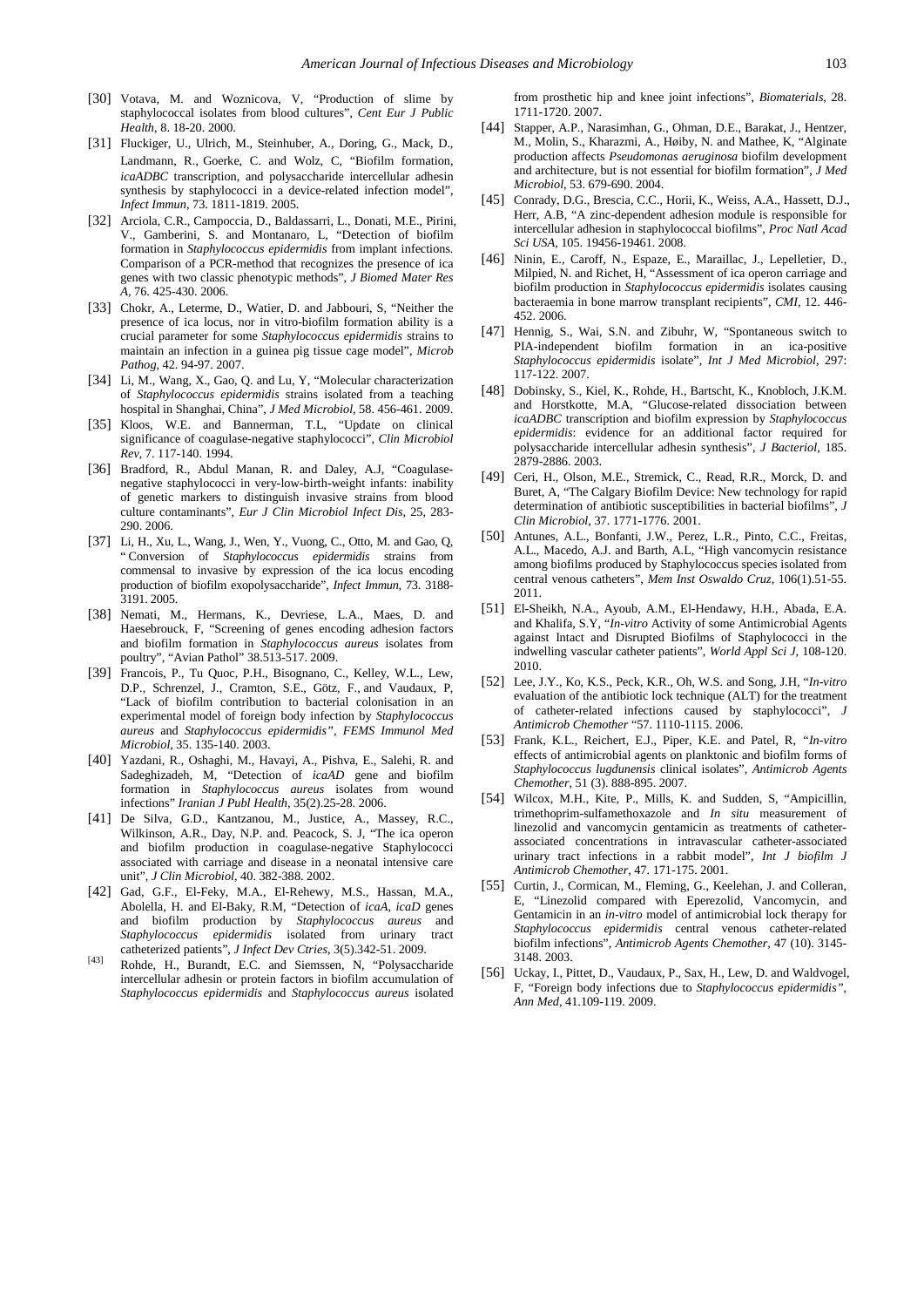[30] Votava, M. and Woznicova, V, "Production of slime by staphylococcal isolates from blood cultures", *Cent Eur J Public Health*, 8. 18-20. 2000.

[31] Fluckiger, U., Ulrich, M., Steinhuber, A., Doring, G., Mack, D., Landmann, R., Goerke, C. and Wolz, C, "Biofilm formation, *icaADBC* transcription, and polysaccharide intercellular adhesin synthesis by staphylococci in a device-related infection model", *Infect Immun*, 73. 1811-1819. 2005.

[32] Arciola, C.R., Campoccia, D., Baldassarri, L., Donati, M.E., Pirini, V., Gamberini, S. and Montanaro, L, "Detection of biofilm formation in *Staphylococcus epidermidis* from implant infections. Comparison of a PCR-method that recognizes the presence of ica genes with two classic phenotypic methods", *J Biomed Mater Res A*, 76. 425-430. 2006.

[33] Chokr, A., Leterme, D., Watier, D. and Jabbouri, S, "Neither the presence of ica locus, nor in vitro-biofilm formation ability is a crucial parameter for some *Staphylococcus epidermidis* strains to maintain an infection in a guinea pig tissue cage model", *Microb Pathog*, 42. 94-97. 2007.

[34] Li, M., Wang, X., Gao, Q. and Lu, Y, "Molecular characterization of *Staphylococcus epidermidis* strains isolated from a teaching hospital in Shanghai, China", *J Med Microbiol*, 58. 456-461. 2009.

[35] Kloos, W.E. and Bannerman, T.L, "Update on clinical significance of coagulase-negative staphylococci", *Clin Microbiol Rev*, 7. 117-140. 1994.

[36] Bradford, R., Abdul Manan, R. and Daley, A.J, "Coagulase-negative staphylococci in very-low-birth-weight infants: inability of genetic markers to distinguish invasive strains from blood culture contaminants", *Eur J Clin Microbiol Infect Dis*, 25, 283-290. 2006.

[37] Li, H., Xu, L., Wang, J., Wen, Y., Vuong, C., Otto, M. and Gao, Q, " Conversion of *Staphylococcus epidermidis* strains from commensal to invasive by expression of the ica locus encoding production of biofilm exopolysaccharide", *Infect Immun*, 73. 3188-3191. 2005.

[38] Nemati, M., Hermans, K., Devriese, L.A., Maes, D. and Haesebrouck, F, "Screening of genes encoding adhesion factors and biofilm formation in *Staphylococcus aureus* isolates from poultry", "Avian Pathol" 38.513-517. 2009.

[39] Francois, P., Tu Quoc, P.H., Bisognano, C., Kelley, W.L., Lew, D.P., Schrenzel, J., Cramton, S.E., Götz, F., and Vaudaux, P, "Lack of biofilm contribution to bacterial colonisation in an experimental model of foreign body infection by *Staphylococcus aureus* and *Staphylococcus epidermidis", FEMS Immunol Med Microbiol*, 35. 135-140. 2003.

[40] Yazdani, R., Oshaghi, M., Havayi, A., Pishva, E., Salehi, R. and Sadeghizadeh, M, "Detection of *icaAD* gene and biofilm formation in *Staphylococcus aureus* isolates from wound infections" *Iranian J Publ Health*, 35(2).25-28. 2006.

[41] De Silva, G.D., Kantzanou, M., Justice, A., Massey, R.C., Wilkinson, A.R., Day, N.P. and. Peacock, S. J, "The ica operon and biofilm production in coagulase-negative Staphylococci associated with carriage and disease in a neonatal intensive care unit", *J Clin Microbiol*, 40. 382-388. 2002.

[42] Gad, G.F., El-Feky, M.A., El-Rehewy, M.S., Hassan, M.A., Abolella, H. and El-Baky, R.M, "Detection of *icaA*, *icaD* genes and biofilm production by *Staphylococcus aureus* and *Staphylococcus epidermidis* isolated from urinary tract catheterized patients", *J Infect Dev Ctries*, 3(5).342-51. 2009.

[43] Rohde, H., Burandt, E.C. and Siemssen, N, "Polysaccharide intercellular adhesin or protein factors in biofilm accumulation of *Staphylococcus epidermidis* and *Staphylococcus aureus* isolated from prosthetic hip and knee joint infections", *Biomaterials*, 28. 1711-1720. 2007.

[44] Stapper, A.P., Narasimhan, G., Ohman, D.E., Barakat, J., Hentzer, M., Molin, S., Kharazmi, A., Høiby, N. and Mathee, K, "Alginate production affects *Pseudomonas aeruginosa* biofilm development and architecture, but is not essential for biofilm formation", *J Med Microbiol*, 53. 679-690. 2004.

[45] Conrady, D.G., Brescia, C.C., Horii, K., Weiss, A.A., Hassett, D.J., Herr, A.B, "A zinc-dependent adhesion module is responsible for intercellular adhesion in staphylococcal biofilms", *Proc Natl Acad Sci USA*, 105. 19456-19461. 2008.

[46] Ninin, E., Caroff, N., Espaze, E., Maraillac, J., Lepelletier, D., Milpied, N. and Richet, H, "Assessment of ica operon carriage and biofilm production in *Staphylococcus epidermidis* isolates causing bacteraemia in bone marrow transplant recipients", *CMI*, 12. 446-452. 2006.

[47] Hennig, S., Wai, S.N. and Zibuhr, W, "Spontaneous switch to PIA-independent biofilm formation in an ica-positive *Staphylococcus epidermidis* isolate", *Int J Med Microbiol*, 297: 117-122. 2007.

[48] Dobinsky, S., Kiel, K., Rohde, H., Bartscht, K., Knobloch, J.K.M. and Horstkotte, M.A, "Glucose-related dissociation between *icaADBC* transcription and biofilm expression by *Staphylococcus epidermidis*: evidence for an additional factor required for polysaccharide intercellular adhesin synthesis", *J Bacteriol*, 185. 2879-2886. 2003.

[49] Ceri, H., Olson, M.E., Stremick, C., Read, R.R., Morck, D. and Buret, A, "The Calgary Biofilm Device: New technology for rapid determination of antibiotic susceptibilities in bacterial biofilms", *J Clin Microbiol*, 37. 1771-1776. 2001.

[50] Antunes, A.L., Bonfanti, J.W., Perez, L.R., Pinto, C.C., Freitas, A.L., Macedo, A.J. and Barth, A.L, "High vancomycin resistance among biofilms produced by Staphylococcus species isolated from central venous catheters", *Mem Inst Oswaldo Cruz*, 106(1).51-55. 2011.

[51] El-Sheikh, N.A., Ayoub, A.M., El-Hendawy, H.H., Abada, E.A. and Khalifa, S.Y, "*In-vitro* Activity of some Antimicrobial Agents against Intact and Disrupted Biofilms of Staphylococci in the indwelling vascular catheter patients", *World Appl Sci J*, 108-120. 2010.

[52] Lee, J.Y., Ko, K.S., Peck, K.R., Oh, W.S. and Song, J.H, "*In-vitro* evaluation of the antibiotic lock technique (ALT) for the treatment of catheter-related infections caused by staphylococci", *J Antimicrob Chemother* "57. 1110-1115. 2006.

[53] Frank, K.L., Reichert, E.J., Piper, K.E. and Patel, R, "*In-vitro* effects of antimicrobial agents on planktonic and biofilm forms of *Staphylococcus lugdunensis* clinical isolates", *Antimicrob Agents Chemother*, 51 (3). 888-895. 2007.

[54] Wilcox, M.H., Kite, P., Mills, K. and Sudden, S, "Ampicillin, trimethoprim-sulfamethoxazole and *In situ* measurement of linezolid and vancomycin gentamicin as treatments of catheter-associated concentrations in intravascular catheter-associated urinary tract infections in a rabbit model", *Int J biofilm J Antimicrob Chemother*, 47. 171-175. 2001.

[55] Curtin, J., Cormican, M., Fleming, G., Keelehan, J. and Colleran, E, "Linezolid compared with Eperezolid, Vancomycin, and Gentamicin in an *in-vitro* model of antimicrobial lock therapy for *Staphylococcus epidermidis* central venous catheter-related biofilm infections", *Antimicrob Agents Chemother*, 47 (10). 3145-3148. 2003.

[56] Uckay, I., Pittet, D., Vaudaux, P., Sax, H., Lew, D. and Waldvogel, F, "Foreign body infections due to *Staphylococcus epidermidis"*, *Ann Med*, 41.109-119. 2009.